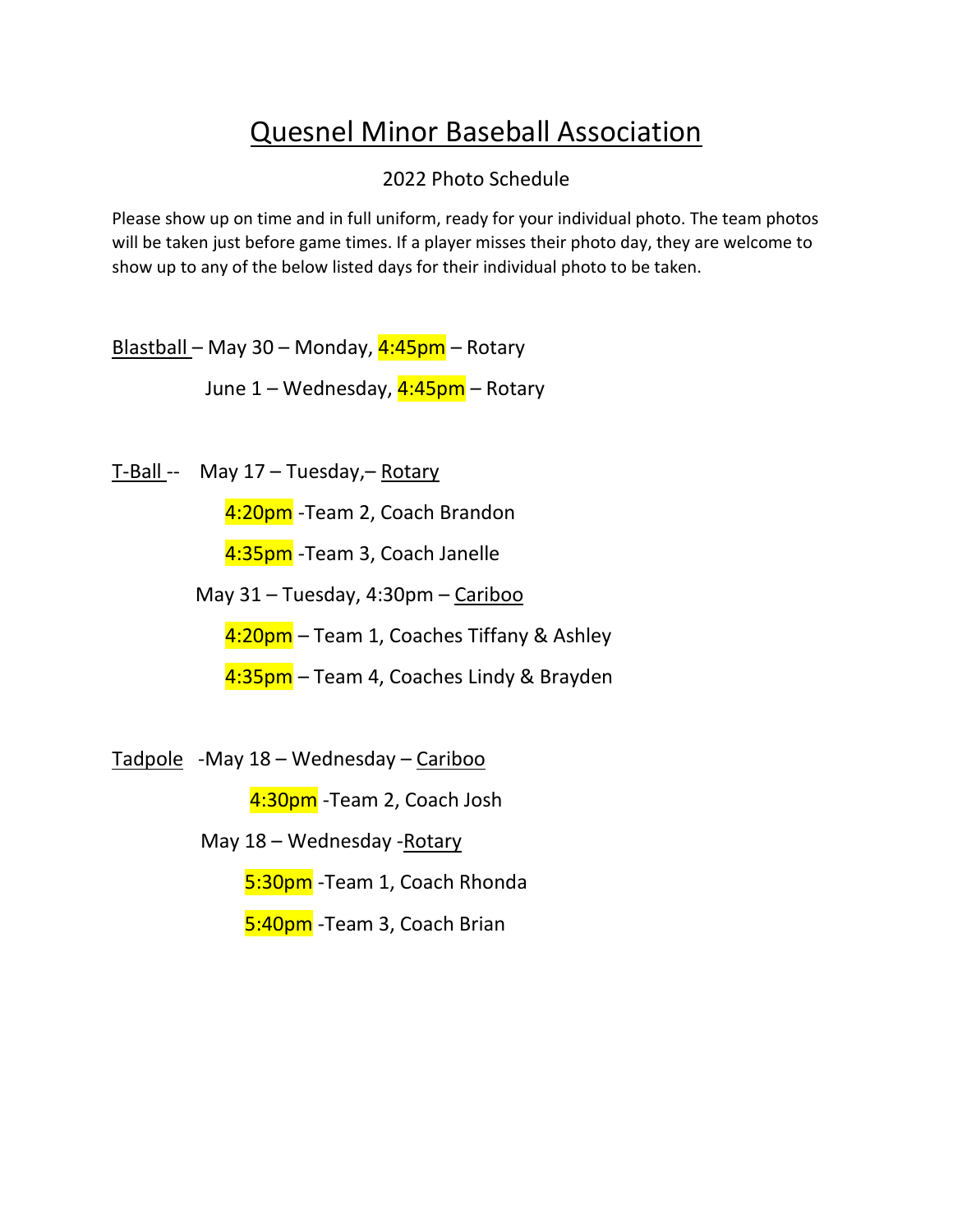# Quesnel Minor Baseball Association

2022 Photo Schedule

Please show up on time and in full uniform, ready for your individual photo. The team photos will be taken just before game times. If a player misses their photo day, they are welcome to show up to any of the below listed days for their individual photo to be taken.

Blastball – May 30 – Monday, 4:45pm – Rotary

June 1 – Wednesday, 4:45pm – Rotary

T-Ball -- May 17 – Tuesday,– Rotary

4:20pm -Team 2, Coach Brandon

4:35pm -Team 3, Coach Janelle

May 31 – Tuesday, 4:30pm – Cariboo

4:20pm – Team 1, Coaches Tiffany & Ashley

4:35pm – Team 4, Coaches Lindy & Brayden

Tadpole -May 18 – Wednesday – Cariboo

4:30pm -Team 2, Coach Josh

May 18 – Wednesday -Rotary

5:30pm -Team 1, Coach Rhonda

5:40pm -Team 3, Coach Brian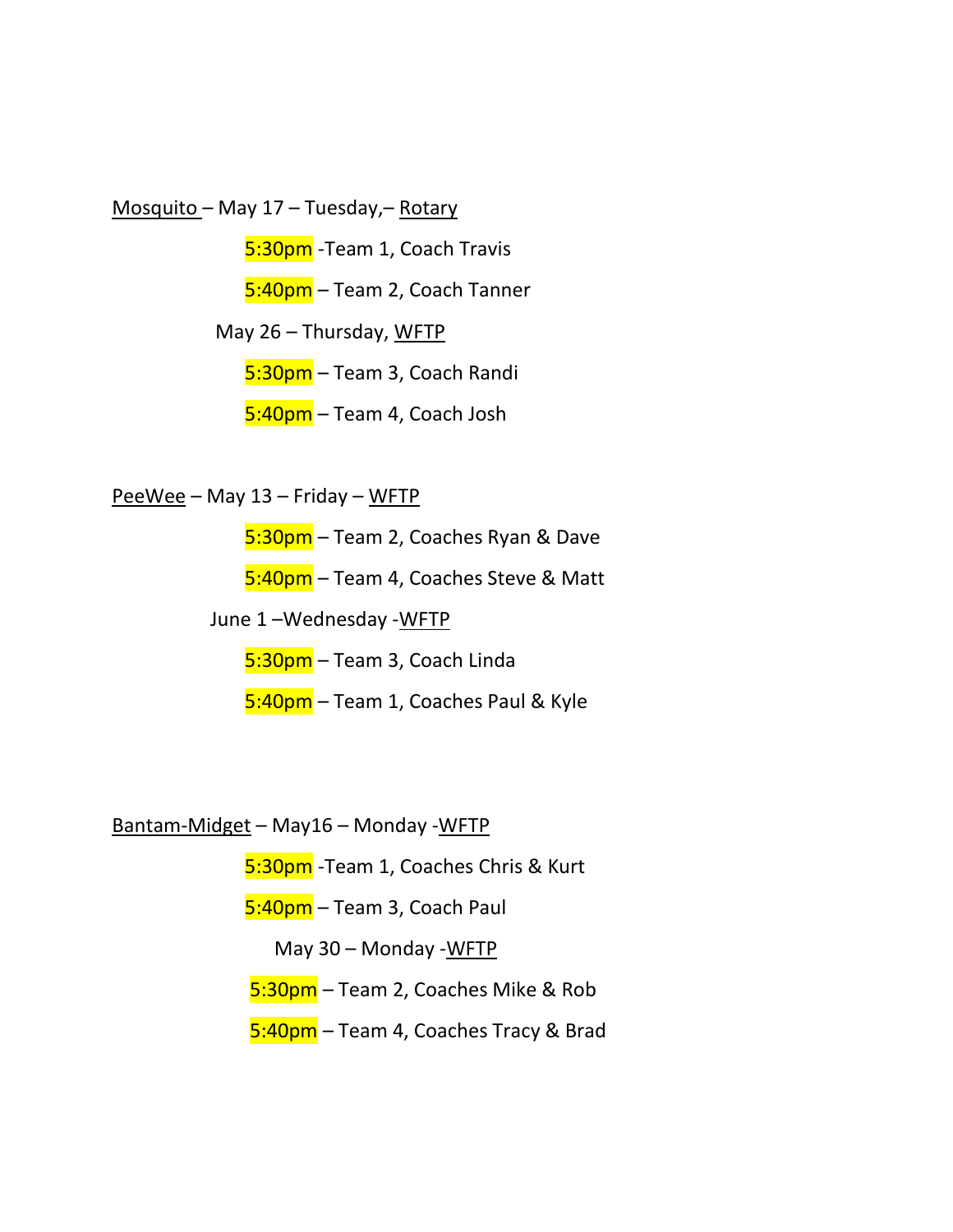Mosquito – May 17 – Tuesday,– Rotary

5:30pm -Team 1, Coach Travis

5:40pm – Team 2, Coach Tanner

May 26 – Thursday, WFTP

5:30pm – Team 3, Coach Randi

5:40pm – Team 4, Coach Josh

PeeWee – May 13 – Friday – WFTP

5:30pm – Team 2, Coaches Ryan & Dave

5:40pm – Team 4, Coaches Steve & Matt

June 1 –Wednesday -WFTP

5:30pm – Team 3, Coach Linda

5:40pm – Team 1, Coaches Paul & Kyle

Bantam-Midget – May16 – Monday -WFTP

5:30pm -Team 1, Coaches Chris & Kurt

5:40pm – Team 3, Coach Paul

May 30 – Monday -WFTP

5:30pm – Team 2, Coaches Mike & Rob

5:40pm – Team 4, Coaches Tracy & Brad